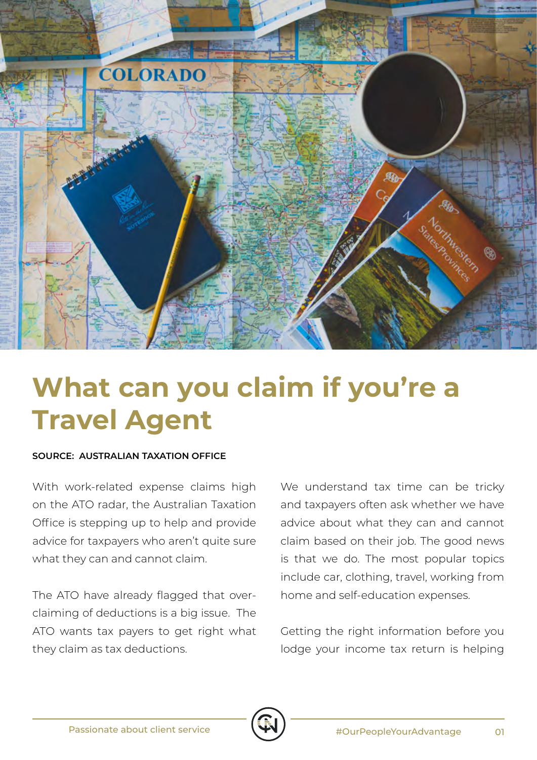# What can you claim if you're a Travel Agent

**SOURCE: AUSTRALIAN TAXATION OFFICE**

With work-related expense claims high on the ATO radar, the Australian Taxation Office is stepping up to help and provide advice for taxpayers who aren't quite sure what they can and cannot claim.

The ATO have already flagged that over-claiming of deductions is a big issue. The ATO wants tax payers to get right what they claim as tax deductions.

We understand tax time can be tricky and taxpayers often ask whether we have advice about what they can and cannot claim based on their job. The good news is that we do. The most popular topics include car, clothing, travel, working from home and self-education expenses.

Getting the right information before you lodge your income tax return is helping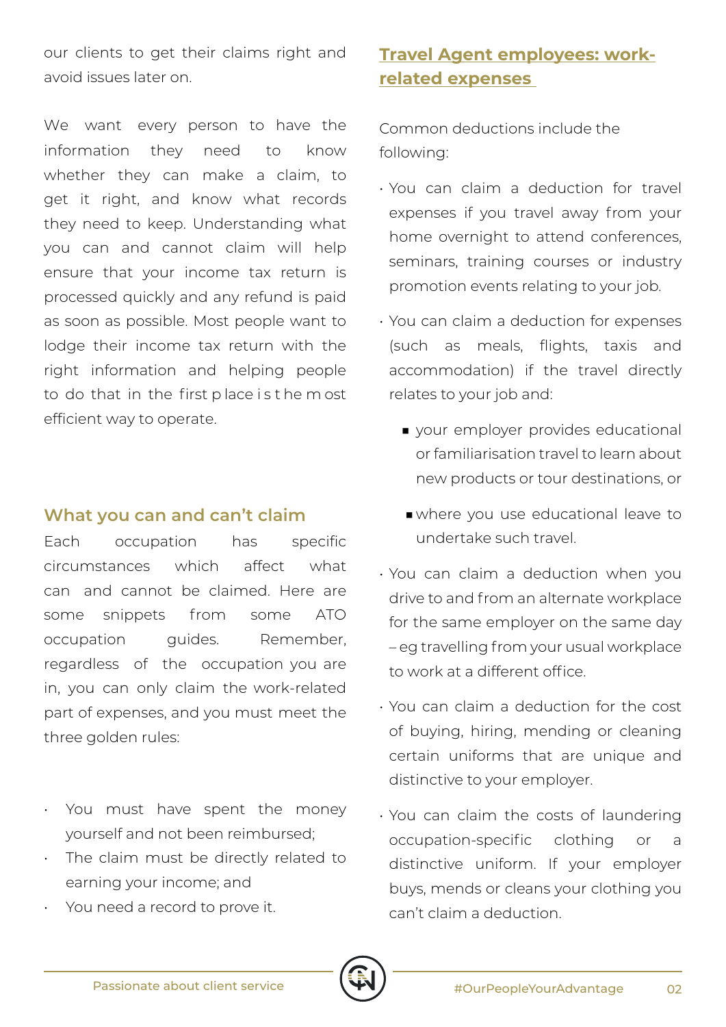our clients to get their claims right and avoid issues later on.

We want every person to have the information they need to know whether they can make a claim, to get it right, and know what records they need to keep. Understanding what you can and cannot claim will help ensure that your income tax return is processed quickly and any refund is paid as soon as possible. Most people want to lodge their income tax return with the right information and helping people to do that in the first place is the most efficient way to operate.

## What you can and can't claim

Each occupation has specific circumstances which affect what can and cannot be claimed. Here are some snippets from some ATO occupation guides. Remember, regardless of the occupation you are in, you can only claim the work-related part of expenses, and you must meet the three golden rules:

- You must have spent the money yourself and not been reimbursed;
- The claim must be directly related to earning your income; and
- You need a record to prove it.

## Travel Agent employees: work-related expenses

Common deductions include the following:

- You can claim a deduction for travel expenses if you travel away from your home overnight to attend conferences, seminars, training courses or industry promotion events relating to your job.
- You can claim a deduction for expenses (such as meals, flights, taxis and accommodation) if the travel directly relates to your job and:
  - your employer provides educational or familiarisation travel to learn about new products or tour destinations, or
  - where you use educational leave to undertake such travel.
- You can claim a deduction when you drive to and from an alternate workplace for the same employer on the same day – eg travelling from your usual workplace to work at a different office.
- You can claim a deduction for the cost of buying, hiring, mending or cleaning certain uniforms that are unique and distinctive to your employer.
- You can claim the costs of laundering occupation-specific clothing or a distinctive uniform. If your employer buys, mends or cleans your clothing you can't claim a deduction.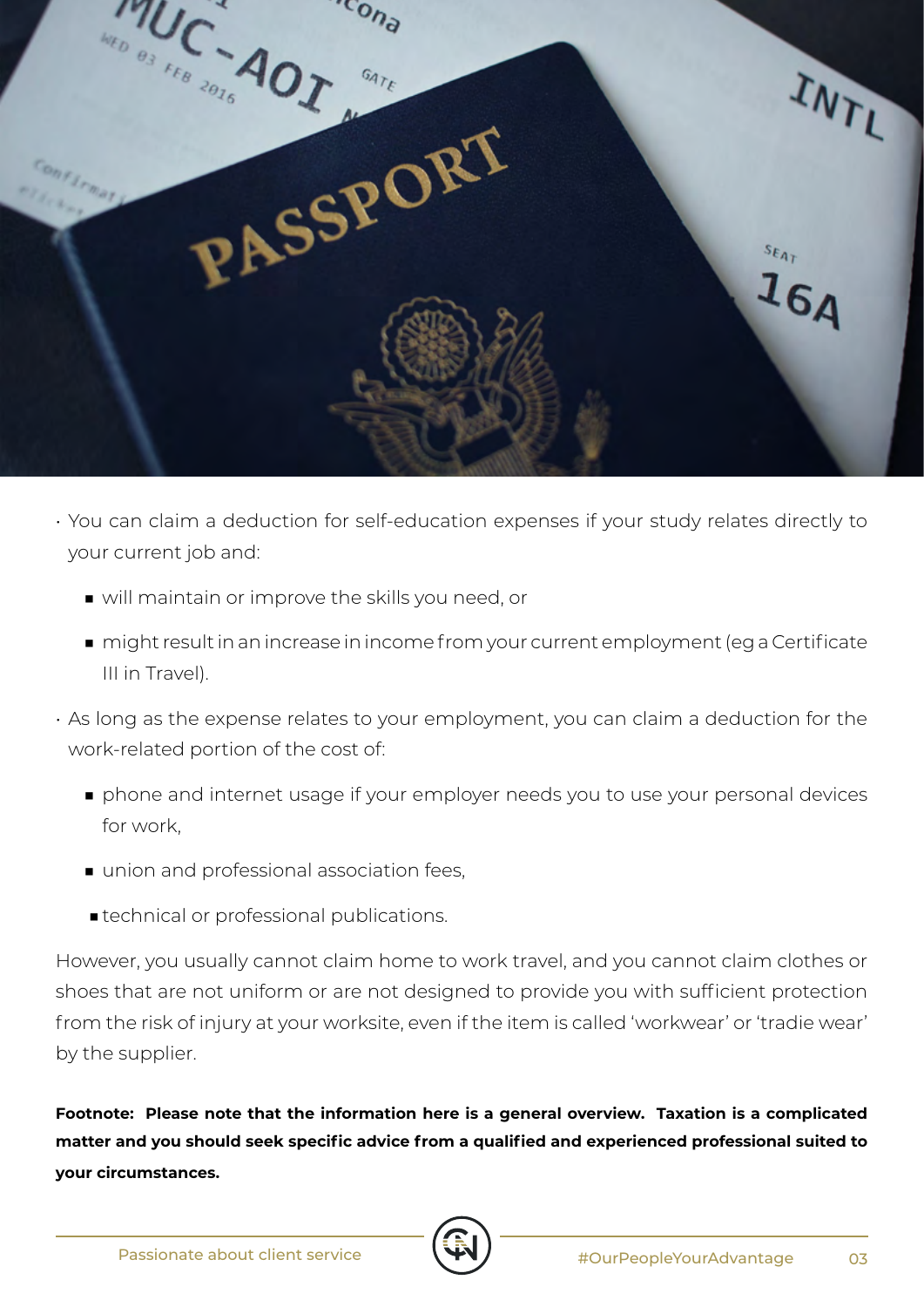- You can claim a deduction for self-education expenses if your study relates directly to your current job and:
  - will maintain or improve the skills you need, or
  - might result in an increase in income from your current employment (eg a Certificate III in Travel).
- As long as the expense relates to your employment, you can claim a deduction for the work-related portion of the cost of:
  - phone and internet usage if your employer needs you to use your personal devices for work,
  - union and professional association fees,
  - technical or professional publications.

However, you usually cannot claim home to work travel, and you cannot claim clothes or shoes that are not uniform or are not designed to provide you with sufficient protection from the risk of injury at your worksite, even if the item is called 'workwear' or 'tradie wear' by the supplier.

**Footnote: Please note that the information here is a general overview. Taxation is a complicated matter and you should seek specific advice from a qualified and experienced professional suited to your circumstances.**